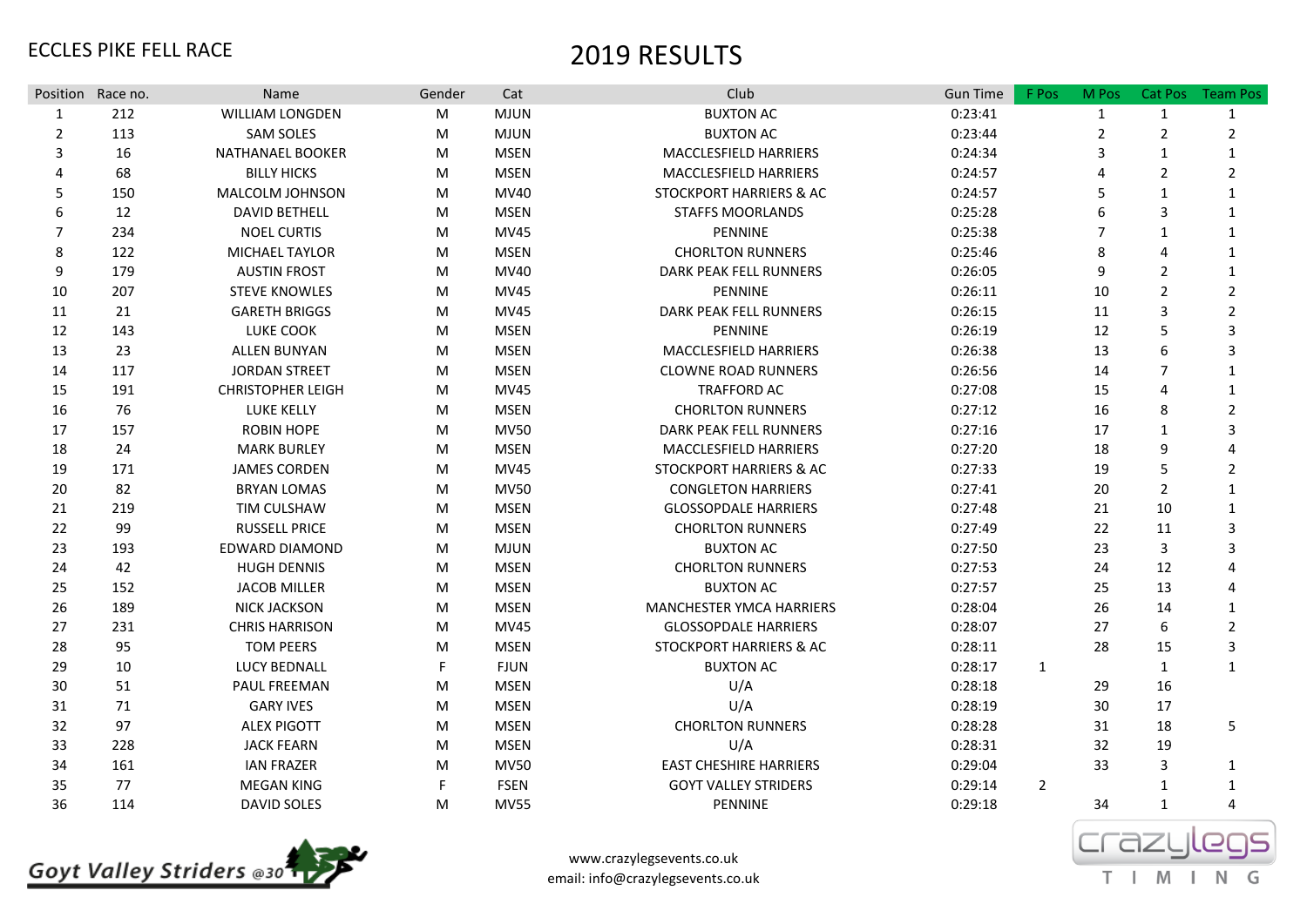ECCLES PIKE FELL RACE

# 2019 RESULTS

| Position | Race no. | Name | Gender | Cat | Club | Gun Time | F Pos | M Pos | Cat Pos | Team Pos |
|---|---|---|---|---|---|---|---|---|---|---|
| 1 | 212 | WILLIAM LONGDEN | M | MJUN | BUXTON AC | 0:23:41 | | 1 | 1 | 1 |
| 2 | 113 | SAM SOLES | M | MJUN | BUXTON AC | 0:23:44 | | 2 | 2 | 2 |
| 3 | 16 | NATHANAEL BOOKER | M | MSEN | MACCLESFIELD HARRIERS | 0:24:34 | | 3 | 1 | 1 |
| 4 | 68 | BILLY HICKS | M | MSEN | MACCLESFIELD HARRIERS | 0:24:57 | | 4 | 2 | 2 |
| 5 | 150 | MALCOLM JOHNSON | M | MV40 | STOCKPORT HARRIERS & AC | 0:24:57 | | 5 | 1 | 1 |
| 6 | 12 | DAVID BETHELL | M | MSEN | STAFFS MOORLANDS | 0:25:28 | | 6 | 3 | 1 |
| 7 | 234 | NOEL CURTIS | M | MV45 | PENNINE | 0:25:38 | | 7 | 1 | 1 |
| 8 | 122 | MICHAEL TAYLOR | M | MSEN | CHORLTON RUNNERS | 0:25:46 | | 8 | 4 | 1 |
| 9 | 179 | AUSTIN FROST | M | MV40 | DARK PEAK FELL RUNNERS | 0:26:05 | | 9 | 2 | 1 |
| 10 | 207 | STEVE KNOWLES | M | MV45 | PENNINE | 0:26:11 | | 10 | 2 | 2 |
| 11 | 21 | GARETH BRIGGS | M | MV45 | DARK PEAK FELL RUNNERS | 0:26:15 | | 11 | 3 | 2 |
| 12 | 143 | LUKE COOK | M | MSEN | PENNINE | 0:26:19 | | 12 | 5 | 3 |
| 13 | 23 | ALLEN BUNYAN | M | MSEN | MACCLESFIELD HARRIERS | 0:26:38 | | 13 | 6 | 3 |
| 14 | 117 | JORDAN STREET | M | MSEN | CLOWNE ROAD RUNNERS | 0:26:56 | | 14 | 7 | 1 |
| 15 | 191 | CHRISTOPHER LEIGH | M | MV45 | TRAFFORD AC | 0:27:08 | | 15 | 4 | 1 |
| 16 | 76 | LUKE KELLY | M | MSEN | CHORLTON RUNNERS | 0:27:12 | | 16 | 8 | 2 |
| 17 | 157 | ROBIN HOPE | M | MV50 | DARK PEAK FELL RUNNERS | 0:27:16 | | 17 | 1 | 3 |
| 18 | 24 | MARK BURLEY | M | MSEN | MACCLESFIELD HARRIERS | 0:27:20 | | 18 | 9 | 4 |
| 19 | 171 | JAMES CORDEN | M | MV45 | STOCKPORT HARRIERS & AC | 0:27:33 | | 19 | 5 | 2 |
| 20 | 82 | BRYAN LOMAS | M | MV50 | CONGLETON HARRIERS | 0:27:41 | | 20 | 2 | 1 |
| 21 | 219 | TIM CULSHAW | M | MSEN | GLOSSOPDALE HARRIERS | 0:27:48 | | 21 | 10 | 1 |
| 22 | 99 | RUSSELL PRICE | M | MSEN | CHORLTON RUNNERS | 0:27:49 | | 22 | 11 | 3 |
| 23 | 193 | EDWARD DIAMOND | M | MJUN | BUXTON AC | 0:27:50 | | 23 | 3 | 3 |
| 24 | 42 | HUGH DENNIS | M | MSEN | CHORLTON RUNNERS | 0:27:53 | | 24 | 12 | 4 |
| 25 | 152 | JACOB MILLER | M | MSEN | BUXTON AC | 0:27:57 | | 25 | 13 | 4 |
| 26 | 189 | NICK JACKSON | M | MSEN | MANCHESTER YMCA HARRIERS | 0:28:04 | | 26 | 14 | 1 |
| 27 | 231 | CHRIS HARRISON | M | MV45 | GLOSSOPDALE HARRIERS | 0:28:07 | | 27 | 6 | 2 |
| 28 | 95 | TOM PEERS | M | MSEN | STOCKPORT HARRIERS & AC | 0:28:11 | | 28 | 15 | 3 |
| 29 | 10 | LUCY BEDNALL | F | FJUN | BUXTON AC | 0:28:17 | 1 | | 1 | 1 |
| 30 | 51 | PAUL FREEMAN | M | MSEN | U/A | 0:28:18 | | 29 | 16 | |
| 31 | 71 | GARY IVES | M | MSEN | U/A | 0:28:19 | | 30 | 17 | |
| 32 | 97 | ALEX PIGOTT | M | MSEN | CHORLTON RUNNERS | 0:28:28 | | 31 | 18 | 5 |
| 33 | 228 | JACK FEARN | M | MSEN | U/A | 0:28:31 | | 32 | 19 | |
| 34 | 161 | IAN FRAZER | M | MV50 | EAST CHESHIRE HARRIERS | 0:29:04 | | 33 | 3 | 1 |
| 35 | 77 | MEGAN KING | F | FSEN | GOYT VALLEY STRIDERS | 0:29:14 | 2 | | 1 | 1 |
| 36 | 114 | DAVID SOLES | M | MV55 | PENNINE | 0:29:18 | | 34 | 1 | 4 |

Goyt Valley Striders @30

www.crazylegsevents.co.uk
email: info@crazylegsevents.co.uk

crazylegs TIMING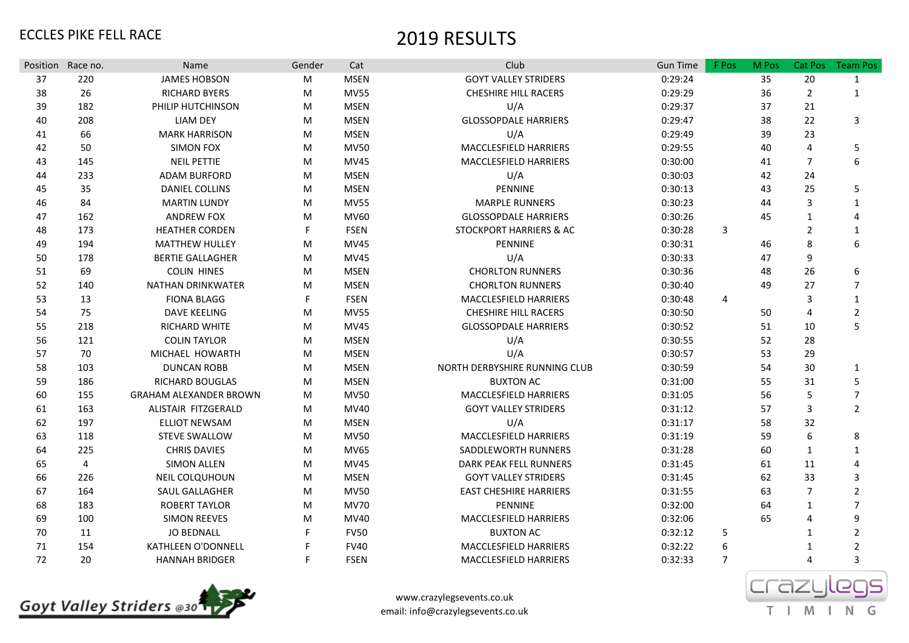ECCLES PIKE FELL RACE

# 2019 RESULTS

| Position | Race no. | Name | Gender | Cat | Club | Gun Time | F Pos | M Pos | Cat Pos | Team Pos |
|---|---|---|---|---|---|---|---|---|---|---|
| 37 | 220 | JAMES HOBSON | M | MSEN | GOYT VALLEY STRIDERS | 0:29:24 | | 35 | 20 | 1 |
| 38 | 26 | RICHARD BYERS | M | MV55 | CHESHIRE HILL RACERS | 0:29:29 | | 36 | 2 | 1 |
| 39 | 182 | PHILIP HUTCHINSON | M | MSEN | U/A | 0:29:37 | | 37 | 21 | |
| 40 | 208 | LIAM DEY | M | MSEN | GLOSSOPDALE HARRIERS | 0:29:47 | | 38 | 22 | 3 |
| 41 | 66 | MARK HARRISON | M | MSEN | U/A | 0:29:49 | | 39 | 23 | |
| 42 | 50 | SIMON FOX | M | MV50 | MACCLESFIELD HARRIERS | 0:29:55 | | 40 | 4 | 5 |
| 43 | 145 | NEIL PETTIE | M | MV45 | MACCLESFIELD HARRIERS | 0:30:00 | | 41 | 7 | 6 |
| 44 | 233 | ADAM BURFORD | M | MSEN | U/A | 0:30:03 | | 42 | 24 | |
| 45 | 35 | DANIEL COLLINS | M | MSEN | PENNINE | 0:30:13 | | 43 | 25 | 5 |
| 46 | 84 | MARTIN LUNDY | M | MV55 | MARPLE RUNNERS | 0:30:23 | | 44 | 3 | 1 |
| 47 | 162 | ANDREW FOX | M | MV60 | GLOSSOPDALE HARRIERS | 0:30:26 | | 45 | 1 | 4 |
| 48 | 173 | HEATHER CORDEN | F | FSEN | STOCKPORT HARRIERS & AC | 0:30:28 | 3 | | 2 | 1 |
| 49 | 194 | MATTHEW HULLEY | M | MV45 | PENNINE | 0:30:31 | | 46 | 8 | 6 |
| 50 | 178 | BERTIE GALLAGHER | M | MV45 | U/A | 0:30:33 | | 47 | 9 | |
| 51 | 69 | COLIN HINES | M | MSEN | CHORLTON RUNNERS | 0:30:36 | | 48 | 26 | 6 |
| 52 | 140 | NATHAN DRINKWATER | M | MSEN | CHORLTON RUNNERS | 0:30:40 | | 49 | 27 | 7 |
| 53 | 13 | FIONA BLAGG | F | FSEN | MACCLESFIELD HARRIERS | 0:30:48 | 4 | | 3 | 1 |
| 54 | 75 | DAVE KEELING | M | MV55 | CHESHIRE HILL RACERS | 0:30:50 | | 50 | 4 | 2 |
| 55 | 218 | RICHARD WHITE | M | MV45 | GLOSSOPDALE HARRIERS | 0:30:52 | | 51 | 10 | 5 |
| 56 | 121 | COLIN TAYLOR | M | MSEN | U/A | 0:30:55 | | 52 | 28 | |
| 57 | 70 | MICHAEL HOWARTH | M | MSEN | U/A | 0:30:57 | | 53 | 29 | |
| 58 | 103 | DUNCAN ROBB | M | MSEN | NORTH DERBYSHIRE RUNNING CLUB | 0:30:59 | | 54 | 30 | 1 |
| 59 | 186 | RICHARD BOUGLAS | M | MSEN | BUXTON AC | 0:31:00 | | 55 | 31 | 5 |
| 60 | 155 | GRAHAM ALEXANDER BROWN | M | MV50 | MACCLESFIELD HARRIERS | 0:31:05 | | 56 | 5 | 7 |
| 61 | 163 | ALISTAIR FITZGERALD | M | MV40 | GOYT VALLEY STRIDERS | 0:31:12 | | 57 | 3 | 2 |
| 62 | 197 | ELLIOT NEWSAM | M | MSEN | U/A | 0:31:17 | | 58 | 32 | |
| 63 | 118 | STEVE SWALLOW | M | MV50 | MACCLESFIELD HARRIERS | 0:31:19 | | 59 | 6 | 8 |
| 64 | 225 | CHRIS DAVIES | M | MV65 | SADDLEWORTH RUNNERS | 0:31:28 | | 60 | 1 | 1 |
| 65 | 4 | SIMON ALLEN | M | MV45 | DARK PEAK FELL RUNNERS | 0:31:45 | | 61 | 11 | 4 |
| 66 | 226 | NEIL COLQUHOUN | M | MSEN | GOYT VALLEY STRIDERS | 0:31:45 | | 62 | 33 | 3 |
| 67 | 164 | SAUL GALLAGHER | M | MV50 | EAST CHESHIRE HARRIERS | 0:31:55 | | 63 | 7 | 2 |
| 68 | 183 | ROBERT TAYLOR | M | MV70 | PENNINE | 0:32:00 | | 64 | 1 | 7 |
| 69 | 100 | SIMON REEVES | M | MV40 | MACCLESFIELD HARRIERS | 0:32:06 | | 65 | 4 | 9 |
| 70 | 11 | JO BEDNALL | F | FV50 | BUXTON AC | 0:32:12 | 5 | | 1 | 2 |
| 71 | 154 | KATHLEEN O'DONNELL | F | FV40 | MACCLESFIELD HARRIERS | 0:32:22 | 6 | | 1 | 2 |
| 72 | 20 | HANNAH BRIDGER | F | FSEN | MACCLESFIELD HARRIERS | 0:32:33 | 7 | | 4 | 3 |

Goyt Valley Striders @30

www.crazylegsevents.co.uk
email: info@crazylegsevents.co.uk

crazylegs TIMING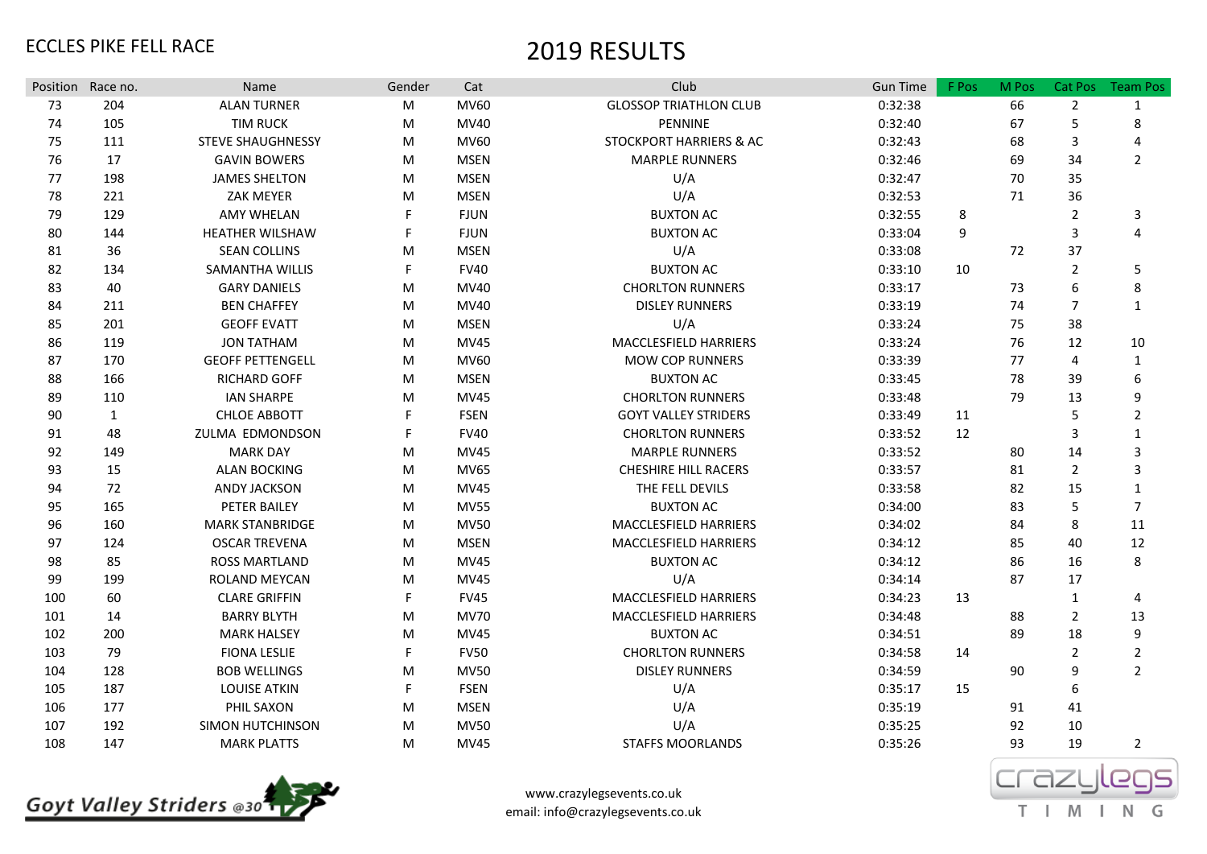ECCLES PIKE FELL RACE

# 2019 RESULTS

| Position | Race no. | Name | Gender | Cat | Club | Gun Time | F Pos | M Pos | Cat Pos | Team Pos |
|---|---|---|---|---|---|---|---|---|---|---|
| 73 | 204 | ALAN TURNER | M | MV60 | GLOSSOP TRIATHLON CLUB | 0:32:38 | | 66 | 2 | 1 |
| 74 | 105 | TIM RUCK | M | MV40 | PENNINE | 0:32:40 | | 67 | 5 | 8 |
| 75 | 111 | STEVE SHAUGHNESSY | M | MV60 | STOCKPORT HARRIERS & AC | 0:32:43 | | 68 | 3 | 4 |
| 76 | 17 | GAVIN BOWERS | M | MSEN | MARPLE RUNNERS | 0:32:46 | | 69 | 34 | 2 |
| 77 | 198 | JAMES SHELTON | M | MSEN | U/A | 0:32:47 | | 70 | 35 | |
| 78 | 221 | ZAK MEYER | M | MSEN | U/A | 0:32:53 | | 71 | 36 | |
| 79 | 129 | AMY WHELAN | F | FJUN | BUXTON AC | 0:32:55 | 8 | | 2 | 3 |
| 80 | 144 | HEATHER WILSHAW | F | FJUN | BUXTON AC | 0:33:04 | 9 | | 3 | 4 |
| 81 | 36 | SEAN COLLINS | M | MSEN | U/A | 0:33:08 | | 72 | 37 | |
| 82 | 134 | SAMANTHA WILLIS | F | FV40 | BUXTON AC | 0:33:10 | 10 | | 2 | 5 |
| 83 | 40 | GARY DANIELS | M | MV40 | CHORLTON RUNNERS | 0:33:17 | | 73 | 6 | 8 |
| 84 | 211 | BEN CHAFFEY | M | MV40 | DISLEY RUNNERS | 0:33:19 | | 74 | 7 | 1 |
| 85 | 201 | GEOFF EVATT | M | MSEN | U/A | 0:33:24 | | 75 | 38 | |
| 86 | 119 | JON TATHAM | M | MV45 | MACCLESFIELD HARRIERS | 0:33:24 | | 76 | 12 | 10 |
| 87 | 170 | GEOFF PETTENGELL | M | MV60 | MOW COP RUNNERS | 0:33:39 | | 77 | 4 | 1 |
| 88 | 166 | RICHARD GOFF | M | MSEN | BUXTON AC | 0:33:45 | | 78 | 39 | 6 |
| 89 | 110 | IAN SHARPE | M | MV45 | CHORLTON RUNNERS | 0:33:48 | | 79 | 13 | 9 |
| 90 | 1 | CHLOE ABBOTT | F | FSEN | GOYT VALLEY STRIDERS | 0:33:49 | 11 | | 5 | 2 |
| 91 | 48 | ZULMA EDMONDSON | F | FV40 | CHORLTON RUNNERS | 0:33:52 | 12 | | 3 | 1 |
| 92 | 149 | MARK DAY | M | MV45 | MARPLE RUNNERS | 0:33:52 | | 80 | 14 | 3 |
| 93 | 15 | ALAN BOCKING | M | MV65 | CHESHIRE HILL RACERS | 0:33:57 | | 81 | 2 | 3 |
| 94 | 72 | ANDY JACKSON | M | MV45 | THE FELL DEVILS | 0:33:58 | | 82 | 15 | 1 |
| 95 | 165 | PETER BAILEY | M | MV55 | BUXTON AC | 0:34:00 | | 83 | 5 | 7 |
| 96 | 160 | MARK STANBRIDGE | M | MV50 | MACCLESFIELD HARRIERS | 0:34:02 | | 84 | 8 | 11 |
| 97 | 124 | OSCAR TREVENA | M | MSEN | MACCLESFIELD HARRIERS | 0:34:12 | | 85 | 40 | 12 |
| 98 | 85 | ROSS MARTLAND | M | MV45 | BUXTON AC | 0:34:12 | | 86 | 16 | 8 |
| 99 | 199 | ROLAND MEYCAN | M | MV45 | U/A | 0:34:14 | | 87 | 17 | |
| 100 | 60 | CLARE GRIFFIN | F | FV45 | MACCLESFIELD HARRIERS | 0:34:23 | 13 | | 1 | 4 |
| 101 | 14 | BARRY BLYTH | M | MV70 | MACCLESFIELD HARRIERS | 0:34:48 | | 88 | 2 | 13 |
| 102 | 200 | MARK HALSEY | M | MV45 | BUXTON AC | 0:34:51 | | 89 | 18 | 9 |
| 103 | 79 | FIONA LESLIE | F | FV50 | CHORLTON RUNNERS | 0:34:58 | 14 | | 2 | 2 |
| 104 | 128 | BOB WELLINGS | M | MV50 | DISLEY RUNNERS | 0:34:59 | | 90 | 9 | 2 |
| 105 | 187 | LOUISE ATKIN | F | FSEN | U/A | 0:35:17 | 15 | | 6 | |
| 106 | 177 | PHIL SAXON | M | MSEN | U/A | 0:35:19 | | 91 | 41 | |
| 107 | 192 | SIMON HUTCHINSON | M | MV50 | U/A | 0:35:25 | | 92 | 10 | |
| 108 | 147 | MARK PLATTS | M | MV45 | STAFFS MOORLANDS | 0:35:26 | | 93 | 19 | 2 |

www.crazylegsevents.co.uk
email: info@crazylegsevents.co.uk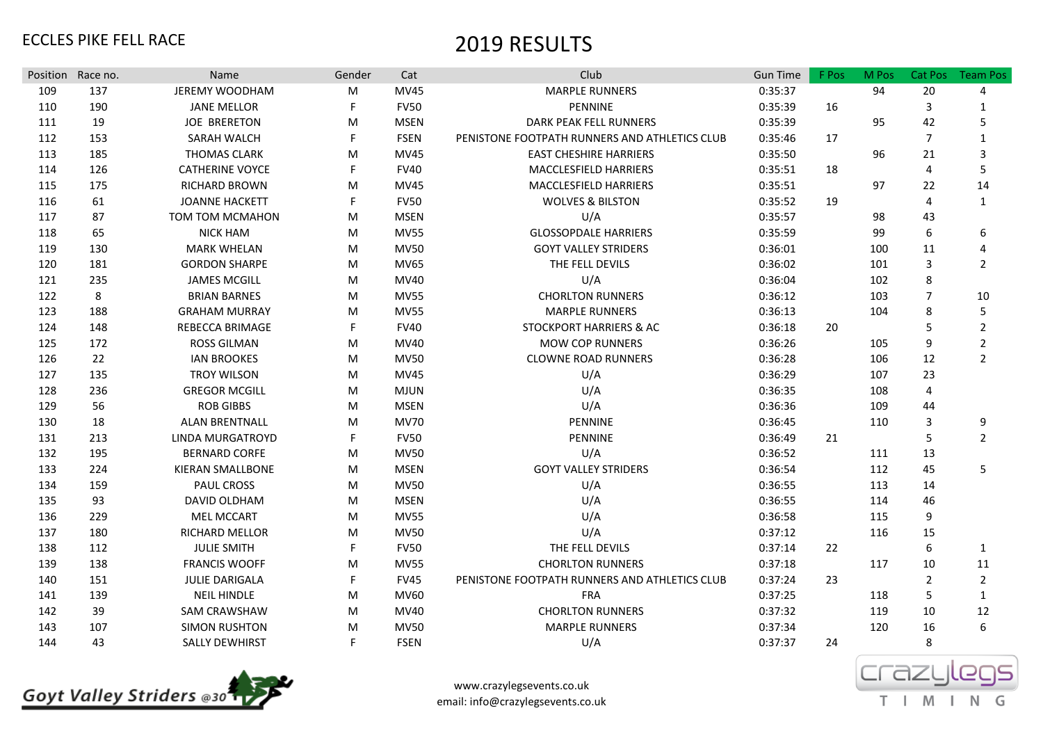ECCLES PIKE FELL RACE

# 2019 RESULTS

| Position | Race no. | Name | Gender | Cat | Club | Gun Time | F Pos | M Pos | Cat Pos | Team Pos |
|---|---|---|---|---|---|---|---|---|---|---|
| 109 | 137 | JEREMY WOODHAM | M | MV45 | MARPLE RUNNERS | 0:35:37 | | 94 | 20 | 4 |
| 110 | 190 | JANE MELLOR | F | FV50 | PENNINE | 0:35:39 | 16 | | 3 | 1 |
| 111 | 19 | JOE BRERETON | M | MSEN | DARK PEAK FELL RUNNERS | 0:35:39 | | 95 | 42 | 5 |
| 112 | 153 | SARAH WALCH | F | FSEN | PENISTONE FOOTPATH RUNNERS AND ATHLETICS CLUB | 0:35:46 | 17 | | 7 | 1 |
| 113 | 185 | THOMAS CLARK | M | MV45 | EAST CHESHIRE HARRIERS | 0:35:50 | | 96 | 21 | 3 |
| 114 | 126 | CATHERINE VOYCE | F | FV40 | MACCLESFIELD HARRIERS | 0:35:51 | 18 | | 4 | 5 |
| 115 | 175 | RICHARD BROWN | M | MV45 | MACCLESFIELD HARRIERS | 0:35:51 | | 97 | 22 | 14 |
| 116 | 61 | JOANNE HACKETT | F | FV50 | WOLVES & BILSTON | 0:35:52 | 19 | | 4 | 1 |
| 117 | 87 | TOM TOM MCMAHON | M | MSEN | U/A | 0:35:57 | | 98 | 43 | |
| 118 | 65 | NICK HAM | M | MV55 | GLOSSOPDALE HARRIERS | 0:35:59 | | 99 | 6 | 6 |
| 119 | 130 | MARK WHELAN | M | MV50 | GOYT VALLEY STRIDERS | 0:36:01 | | 100 | 11 | 4 |
| 120 | 181 | GORDON SHARPE | M | MV65 | THE FELL DEVILS | 0:36:02 | | 101 | 3 | 2 |
| 121 | 235 | JAMES MCGILL | M | MV40 | U/A | 0:36:04 | | 102 | 8 | |
| 122 | 8 | BRIAN BARNES | M | MV55 | CHORLTON RUNNERS | 0:36:12 | | 103 | 7 | 10 |
| 123 | 188 | GRAHAM MURRAY | M | MV55 | MARPLE RUNNERS | 0:36:13 | | 104 | 8 | 5 |
| 124 | 148 | REBECCA BRIMAGE | F | FV40 | STOCKPORT HARRIERS & AC | 0:36:18 | 20 | | 5 | 2 |
| 125 | 172 | ROSS GILMAN | M | MV40 | MOW COP RUNNERS | 0:36:26 | | 105 | 9 | 2 |
| 126 | 22 | IAN BROOKES | M | MV50 | CLOWNE ROAD RUNNERS | 0:36:28 | | 106 | 12 | 2 |
| 127 | 135 | TROY WILSON | M | MV45 | U/A | 0:36:29 | | 107 | 23 | |
| 128 | 236 | GREGOR MCGILL | M | MJUN | U/A | 0:36:35 | | 108 | 4 | |
| 129 | 56 | ROB GIBBS | M | MSEN | U/A | 0:36:36 | | 109 | 44 | |
| 130 | 18 | ALAN BRENTNALL | M | MV70 | PENNINE | 0:36:45 | | 110 | 3 | 9 |
| 131 | 213 | LINDA MURGATROYD | F | FV50 | PENNINE | 0:36:49 | 21 | | 5 | 2 |
| 132 | 195 | BERNARD CORFE | M | MV50 | U/A | 0:36:52 | | 111 | 13 | |
| 133 | 224 | KIERAN SMALLBONE | M | MSEN | GOYT VALLEY STRIDERS | 0:36:54 | | 112 | 45 | 5 |
| 134 | 159 | PAUL CROSS | M | MV50 | U/A | 0:36:55 | | 113 | 14 | |
| 135 | 93 | DAVID OLDHAM | M | MSEN | U/A | 0:36:55 | | 114 | 46 | |
| 136 | 229 | MEL MCCART | M | MV55 | U/A | 0:36:58 | | 115 | 9 | |
| 137 | 180 | RICHARD MELLOR | M | MV50 | U/A | 0:37:12 | | 116 | 15 | |
| 138 | 112 | JULIE SMITH | F | FV50 | THE FELL DEVILS | 0:37:14 | 22 | | 6 | 1 |
| 139 | 138 | FRANCIS WOOFF | M | MV55 | CHORLTON RUNNERS | 0:37:18 | | 117 | 10 | 11 |
| 140 | 151 | JULIE DARIGALA | F | FV45 | PENISTONE FOOTPATH RUNNERS AND ATHLETICS CLUB | 0:37:24 | 23 | | 2 | 2 |
| 141 | 139 | NEIL HINDLE | M | MV60 | FRA | 0:37:25 | | 118 | 5 | 1 |
| 142 | 39 | SAM CRAWSHAW | M | MV40 | CHORLTON RUNNERS | 0:37:32 | | 119 | 10 | 12 |
| 143 | 107 | SIMON RUSHTON | M | MV50 | MARPLE RUNNERS | 0:37:34 | | 120 | 16 | 6 |
| 144 | 43 | SALLY DEWHIRST | F | FSEN | U/A | 0:37:37 | 24 | | 8 | |

Goyt Valley Striders @30

www.crazylegsevents.co.uk
email: info@crazylegsevents.co.uk

crazylegs TIMING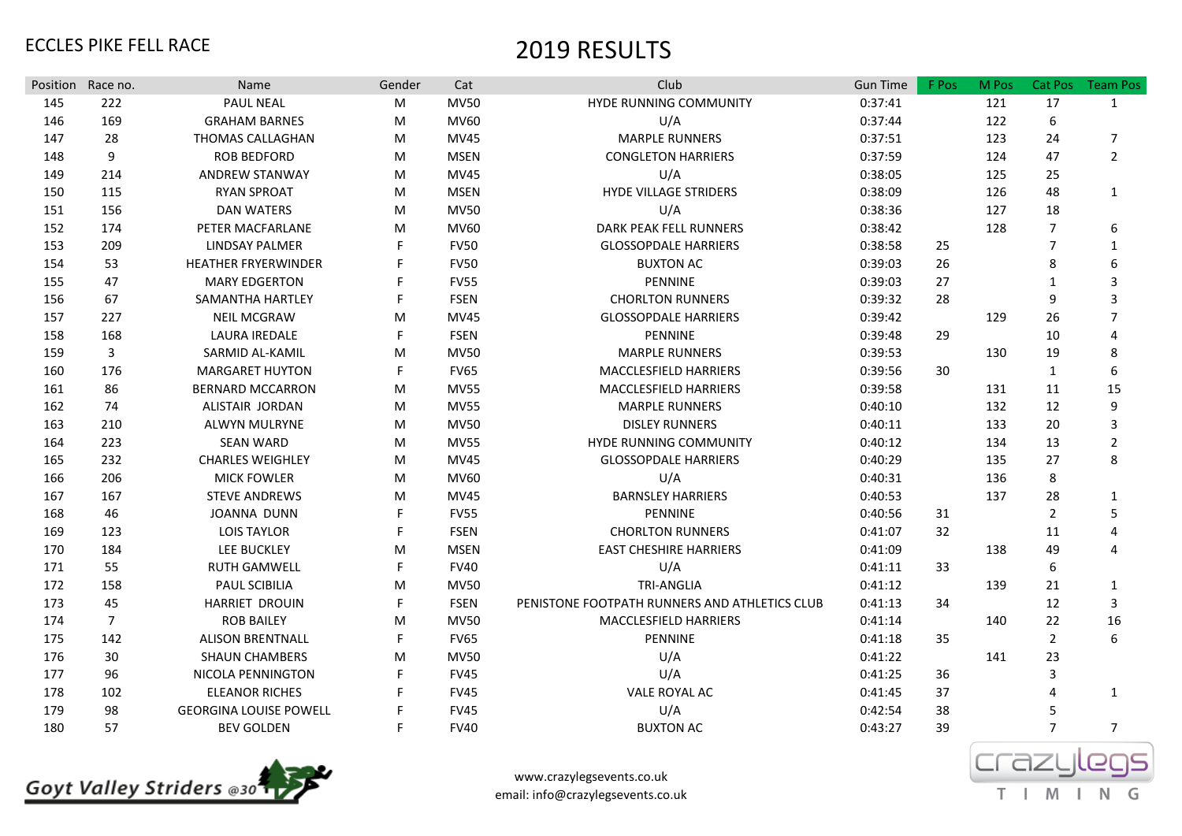ECCLES PIKE FELL RACE

# 2019 RESULTS

| Position | Race no. | Name | Gender | Cat | Club | Gun Time | F Pos | M Pos | Cat Pos | Team Pos |
|---|---|---|---|---|---|---|---|---|---|---|
| 145 | 222 | PAUL NEAL | M | MV50 | HYDE RUNNING COMMUNITY | 0:37:41 | | 121 | 17 | 1 |
| 146 | 169 | GRAHAM BARNES | M | MV60 | U/A | 0:37:44 | | 122 | 6 | |
| 147 | 28 | THOMAS CALLAGHAN | M | MV45 | MARPLE RUNNERS | 0:37:51 | | 123 | 24 | 7 |
| 148 | 9 | ROB BEDFORD | M | MSEN | CONGLETON HARRIERS | 0:37:59 | | 124 | 47 | 2 |
| 149 | 214 | ANDREW STANWAY | M | MV45 | U/A | 0:38:05 | | 125 | 25 | |
| 150 | 115 | RYAN SPROAT | M | MSEN | HYDE VILLAGE STRIDERS | 0:38:09 | | 126 | 48 | 1 |
| 151 | 156 | DAN WATERS | M | MV50 | U/A | 0:38:36 | | 127 | 18 | |
| 152 | 174 | PETER MACFARLANE | M | MV60 | DARK PEAK FELL RUNNERS | 0:38:42 | | 128 | 7 | 6 |
| 153 | 209 | LINDSAY PALMER | F | FV50 | GLOSSOPDALE HARRIERS | 0:38:58 | 25 | | 7 | 1 |
| 154 | 53 | HEATHER FRYERWINDER | F | FV50 | BUXTON AC | 0:39:03 | 26 | | 8 | 6 |
| 155 | 47 | MARY EDGERTON | F | FV55 | PENNINE | 0:39:03 | 27 | | 1 | 3 |
| 156 | 67 | SAMANTHA HARTLEY | F | FSEN | CHORLTON RUNNERS | 0:39:32 | 28 | | 9 | 3 |
| 157 | 227 | NEIL MCGRAW | M | MV45 | GLOSSOPDALE HARRIERS | 0:39:42 | | 129 | 26 | 7 |
| 158 | 168 | LAURA IREDALE | F | FSEN | PENNINE | 0:39:48 | 29 | | 10 | 4 |
| 159 | 3 | SARMID AL-KAMIL | M | MV50 | MARPLE RUNNERS | 0:39:53 | | 130 | 19 | 8 |
| 160 | 176 | MARGARET HUYTON | F | FV65 | MACCLESFIELD HARRIERS | 0:39:56 | 30 | | 1 | 6 |
| 161 | 86 | BERNARD MCCARRON | M | MV55 | MACCLESFIELD HARRIERS | 0:39:58 | | 131 | 11 | 15 |
| 162 | 74 | ALISTAIR JORDAN | M | MV55 | MARPLE RUNNERS | 0:40:10 | | 132 | 12 | 9 |
| 163 | 210 | ALWYN MULRYNE | M | MV50 | DISLEY RUNNERS | 0:40:11 | | 133 | 20 | 3 |
| 164 | 223 | SEAN WARD | M | MV55 | HYDE RUNNING COMMUNITY | 0:40:12 | | 134 | 13 | 2 |
| 165 | 232 | CHARLES WEIGHLEY | M | MV45 | GLOSSOPDALE HARRIERS | 0:40:29 | | 135 | 27 | 8 |
| 166 | 206 | MICK FOWLER | M | MV60 | U/A | 0:40:31 | | 136 | 8 | |
| 167 | 167 | STEVE ANDREWS | M | MV45 | BARNSLEY HARRIERS | 0:40:53 | | 137 | 28 | 1 |
| 168 | 46 | JOANNA DUNN | F | FV55 | PENNINE | 0:40:56 | 31 | | 2 | 5 |
| 169 | 123 | LOIS TAYLOR | F | FSEN | CHORLTON RUNNERS | 0:41:07 | 32 | | 11 | 4 |
| 170 | 184 | LEE BUCKLEY | M | MSEN | EAST CHESHIRE HARRIERS | 0:41:09 | | 138 | 49 | 4 |
| 171 | 55 | RUTH GAMWELL | F | FV40 | U/A | 0:41:11 | 33 | | 6 | |
| 172 | 158 | PAUL SCIBILIA | M | MV50 | TRI-ANGLIA | 0:41:12 | | 139 | 21 | 1 |
| 173 | 45 | HARRIET DROUIN | F | FSEN | PENISTONE FOOTPATH RUNNERS AND ATHLETICS CLUB | 0:41:13 | 34 | | 12 | 3 |
| 174 | 7 | ROB BAILEY | M | MV50 | MACCLESFIELD HARRIERS | 0:41:14 | | 140 | 22 | 16 |
| 175 | 142 | ALISON BRENTNALL | F | FV65 | PENNINE | 0:41:18 | 35 | | 2 | 6 |
| 176 | 30 | SHAUN CHAMBERS | M | MV50 | U/A | 0:41:22 | | 141 | 23 | |
| 177 | 96 | NICOLA PENNINGTON | F | FV45 | U/A | 0:41:25 | 36 | | 3 | |
| 178 | 102 | ELEANOR RICHES | F | FV45 | VALE ROYAL AC | 0:41:45 | 37 | | 4 | 1 |
| 179 | 98 | GEORGINA LOUISE POWELL | F | FV45 | U/A | 0:42:54 | 38 | | 5 | |
| 180 | 57 | BEV GOLDEN | F | FV40 | BUXTON AC | 0:43:27 | 39 | | 7 | 7 |

Goyt Valley Striders @30

www.crazylegsevents.co.uk
email: info@crazylegsevents.co.uk

crazylegs TIMING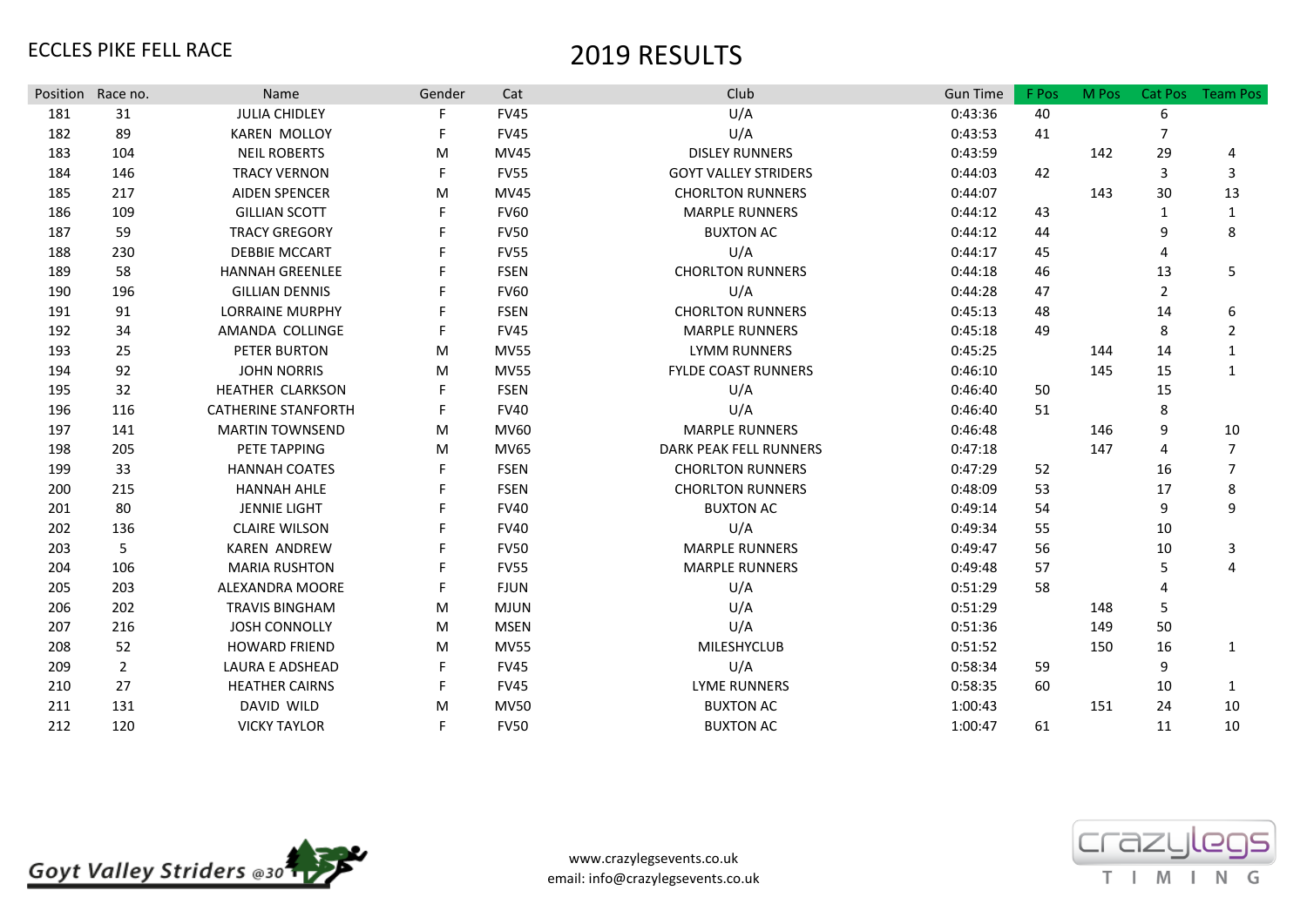ECCLES PIKE FELL RACE

# 2019 RESULTS

| Position | Race no. | Name | Gender | Cat | Club | Gun Time | F Pos | M Pos | Cat Pos | Team Pos |
|---|---|---|---|---|---|---|---|---|---|---|
| 181 | 31 | JULIA CHIDLEY | F | FV45 | U/A | 0:43:36 | 40 | | 6 | |
| 182 | 89 | KAREN MOLLOY | F | FV45 | U/A | 0:43:53 | 41 | | 7 | |
| 183 | 104 | NEIL ROBERTS | M | MV45 | DISLEY RUNNERS | 0:43:59 | | 142 | 29 | 4 |
| 184 | 146 | TRACY VERNON | F | FV55 | GOYT VALLEY STRIDERS | 0:44:03 | 42 | | 3 | 3 |
| 185 | 217 | AIDEN SPENCER | M | MV45 | CHORLTON RUNNERS | 0:44:07 | | 143 | 30 | 13 |
| 186 | 109 | GILLIAN SCOTT | F | FV60 | MARPLE RUNNERS | 0:44:12 | 43 | | 1 | 1 |
| 187 | 59 | TRACY GREGORY | F | FV50 | BUXTON AC | 0:44:12 | 44 | | 9 | 8 |
| 188 | 230 | DEBBIE MCCART | F | FV55 | U/A | 0:44:17 | 45 | | 4 | |
| 189 | 58 | HANNAH GREENLEE | F | FSEN | CHORLTON RUNNERS | 0:44:18 | 46 | | 13 | 5 |
| 190 | 196 | GILLIAN DENNIS | F | FV60 | U/A | 0:44:28 | 47 | | 2 | |
| 191 | 91 | LORRAINE MURPHY | F | FSEN | CHORLTON RUNNERS | 0:45:13 | 48 | | 14 | 6 |
| 192 | 34 | AMANDA COLLINGE | F | FV45 | MARPLE RUNNERS | 0:45:18 | 49 | | 8 | 2 |
| 193 | 25 | PETER BURTON | M | MV55 | LYMM RUNNERS | 0:45:25 | | 144 | 14 | 1 |
| 194 | 92 | JOHN NORRIS | M | MV55 | FYLDE COAST RUNNERS | 0:46:10 | | 145 | 15 | 1 |
| 195 | 32 | HEATHER CLARKSON | F | FSEN | U/A | 0:46:40 | 50 | | 15 | |
| 196 | 116 | CATHERINE STANFORTH | F | FV40 | U/A | 0:46:40 | 51 | | 8 | |
| 197 | 141 | MARTIN TOWNSEND | M | MV60 | MARPLE RUNNERS | 0:46:48 | | 146 | 9 | 10 |
| 198 | 205 | PETE TAPPING | M | MV65 | DARK PEAK FELL RUNNERS | 0:47:18 | | 147 | 4 | 7 |
| 199 | 33 | HANNAH COATES | F | FSEN | CHORLTON RUNNERS | 0:47:29 | 52 | | 16 | 7 |
| 200 | 215 | HANNAH AHLE | F | FSEN | CHORLTON RUNNERS | 0:48:09 | 53 | | 17 | 8 |
| 201 | 80 | JENNIE LIGHT | F | FV40 | BUXTON AC | 0:49:14 | 54 | | 9 | 9 |
| 202 | 136 | CLAIRE WILSON | F | FV40 | U/A | 0:49:34 | 55 | | 10 | |
| 203 | 5 | KAREN ANDREW | F | FV50 | MARPLE RUNNERS | 0:49:47 | 56 | | 10 | 3 |
| 204 | 106 | MARIA RUSHTON | F | FV55 | MARPLE RUNNERS | 0:49:48 | 57 | | 5 | 4 |
| 205 | 203 | ALEXANDRA MOORE | F | FJUN | U/A | 0:51:29 | 58 | | 4 | |
| 206 | 202 | TRAVIS BINGHAM | M | MJUN | U/A | 0:51:29 | | 148 | 5 | |
| 207 | 216 | JOSH CONNOLLY | M | MSEN | U/A | 0:51:36 | | 149 | 50 | |
| 208 | 52 | HOWARD FRIEND | M | MV55 | MILESHYCLUB | 0:51:52 | | 150 | 16 | 1 |
| 209 | 2 | LAURA E ADSHEAD | F | FV45 | U/A | 0:58:34 | 59 | | 9 | |
| 210 | 27 | HEATHER CAIRNS | F | FV45 | LYME RUNNERS | 0:58:35 | 60 | | 10 | 1 |
| 211 | 131 | DAVID WILD | M | MV50 | BUXTON AC | 1:00:43 | | 151 | 24 | 10 |
| 212 | 120 | VICKY TAYLOR | F | FV50 | BUXTON AC | 1:00:47 | 61 | | 11 | 10 |

Goyt Valley Striders @30

www.crazylegsevents.co.uk
email: info@crazylegsevents.co.uk

crazylegs TIMING